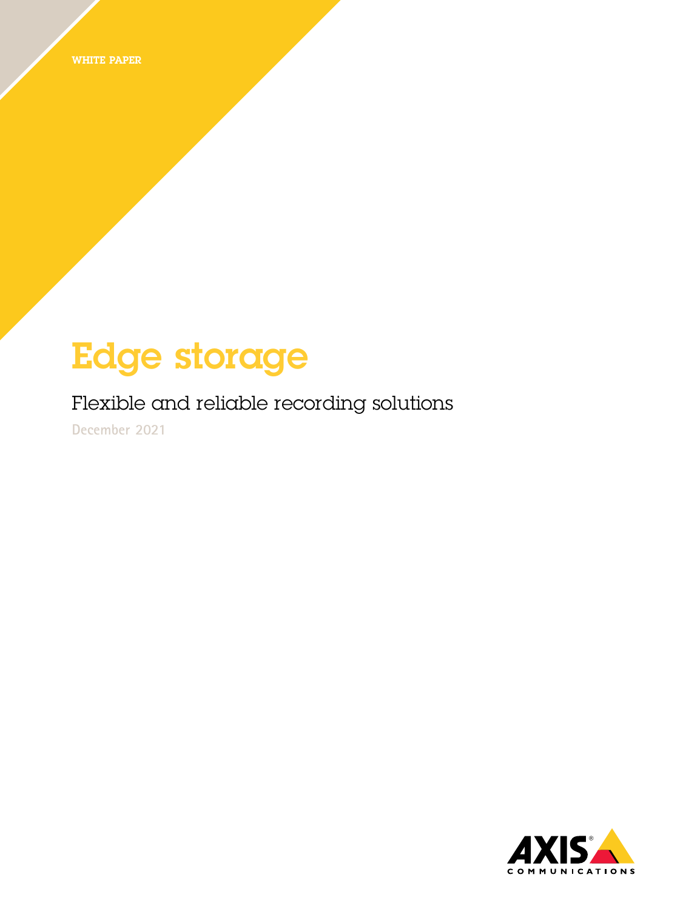WHITE PAPER

# Edge storage

## Flexible and reliable recording solutions

December 2021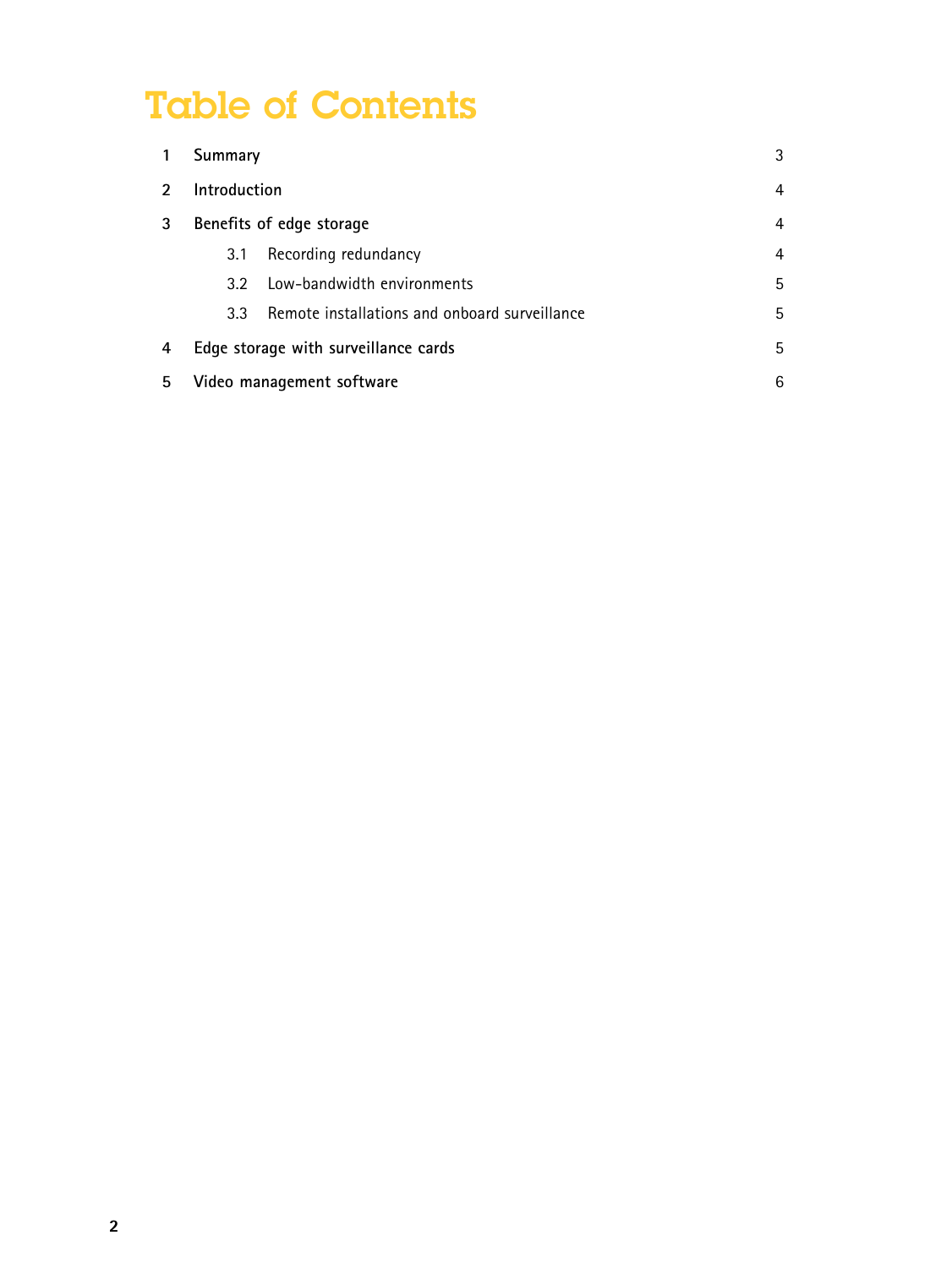# Table of Contents

| | | |
|---|---|---|
| 1 | Summary | 3 |
| 2 | Introduction | 4 |
| 3 | Benefits of edge storage | 4 |
| 3.1 | Recording redundancy | 4 |
| 3.2 | Low-bandwidth environments | 5 |
| 3.3 | Remote installations and onboard surveillance | 5 |
| 4 | Edge storage with surveillance cards | 5 |
| 5 | Video management software | 6 |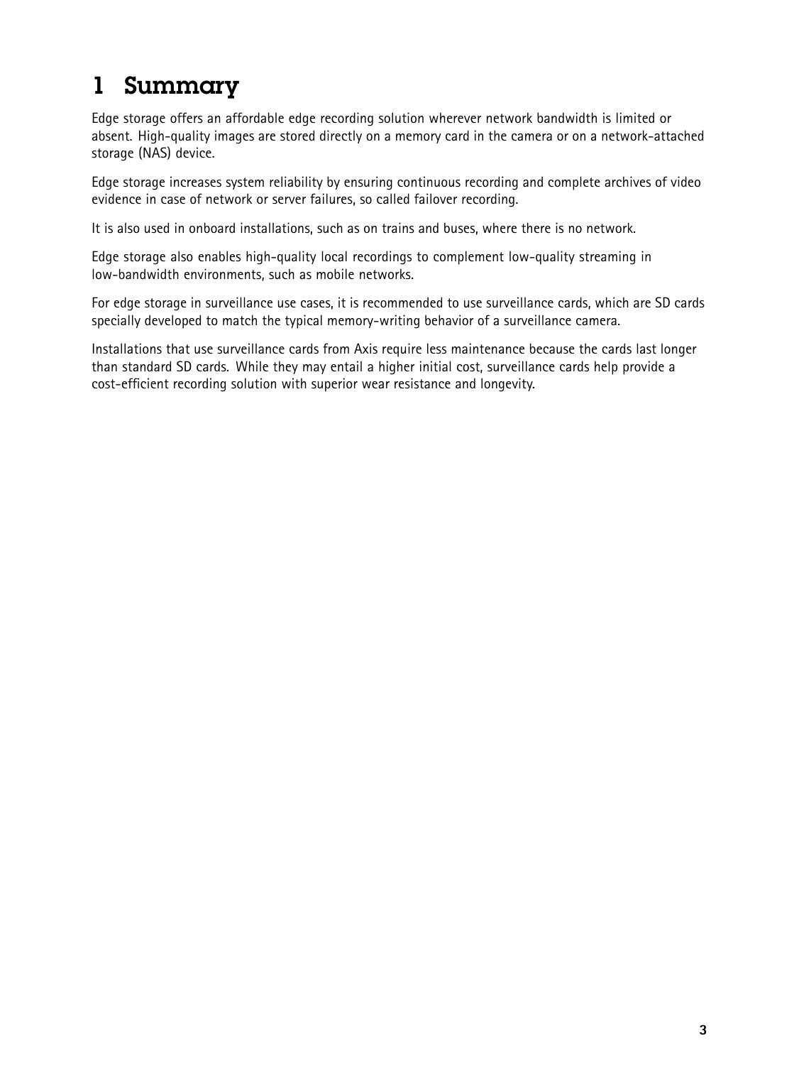# 1 Summary

Edge storage offers an affordable edge recording solution wherever network bandwidth is limited or absent. High-quality images are stored directly on a memory card in the camera or on a network-attached storage (NAS) device.

Edge storage increases system reliability by ensuring continuous recording and complete archives of video evidence in case of network or server failures, so called failover recording.

It is also used in onboard installations, such as on trains and buses, where there is no network.

Edge storage also enables high-quality local recordings to complement low-quality streaming in low-bandwidth environments, such as mobile networks.

For edge storage in surveillance use cases, it is recommended to use surveillance cards, which are SD cards specially developed to match the typical memory-writing behavior of a surveillance camera.

Installations that use surveillance cards from Axis require less maintenance because the cards last longer than standard SD cards. While they may entail a higher initial cost, surveillance cards help provide a cost-efficient recording solution with superior wear resistance and longevity.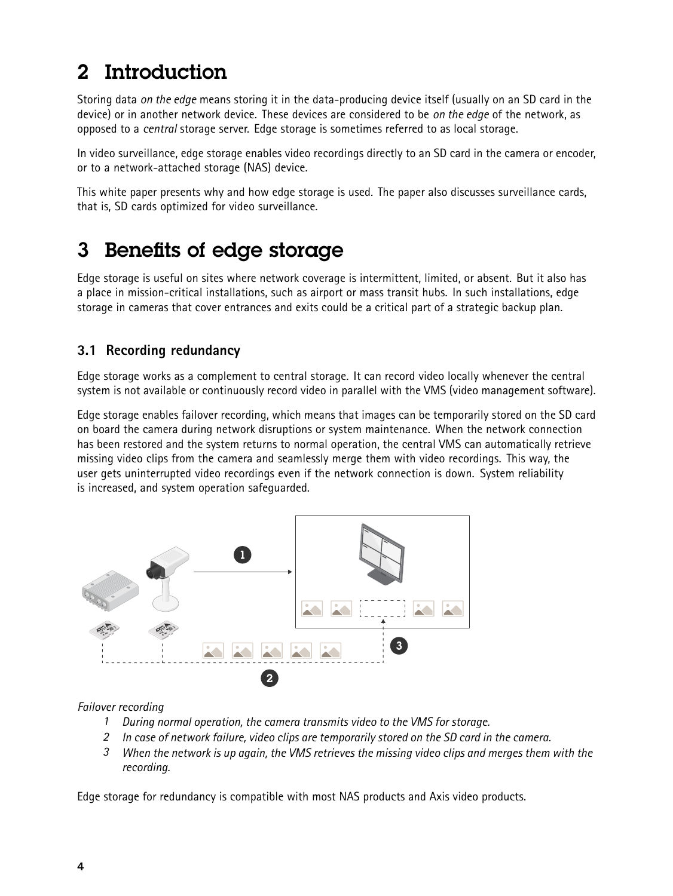# 2 Introduction

Storing data *on the edge* means storing it in the data-producing device itself (usually on an SD card in the device) or in another network device. These devices are considered to be *on the edge* of the network, as opposed to a *central* storage server. Edge storage is sometimes referred to as local storage.

In video surveillance, edge storage enables video recordings directly to an SD card in the camera or encoder, or to a network-attached storage (NAS) device.

This white paper presents why and how edge storage is used. The paper also discusses surveillance cards, that is, SD cards optimized for video surveillance.

# 3 Benefits of edge storage

Edge storage is useful on sites where network coverage is intermittent, limited, or absent. But it also has a place in mission-critical installations, such as airport or mass transit hubs. In such installations, edge storage in cameras that cover entrances and exits could be a critical part of a strategic backup plan.

## 3.1 Recording redundancy

Edge storage works as a complement to central storage. It can record video locally whenever the central system is not available or continuously record video in parallel with the VMS (video management software).

Edge storage enables failover recording, which means that images can be temporarily stored on the SD card on board the camera during network disruptions or system maintenance. When the network connection has been restored and the system returns to normal operation, the central VMS can automatically retrieve missing video clips from the camera and seamlessly merge them with video recordings. This way, the user gets uninterrupted video recordings even if the network connection is down. System reliability is increased, and system operation safeguarded.

*Failover recording*

1. *During normal operation, the camera transmits video to the VMS for storage.*
2. *In case of network failure, video clips are temporarily stored on the SD card in the camera.*
3. *When the network is up again, the VMS retrieves the missing video clips and merges them with the recording.*

Edge storage for redundancy is compatible with most NAS products and Axis video products.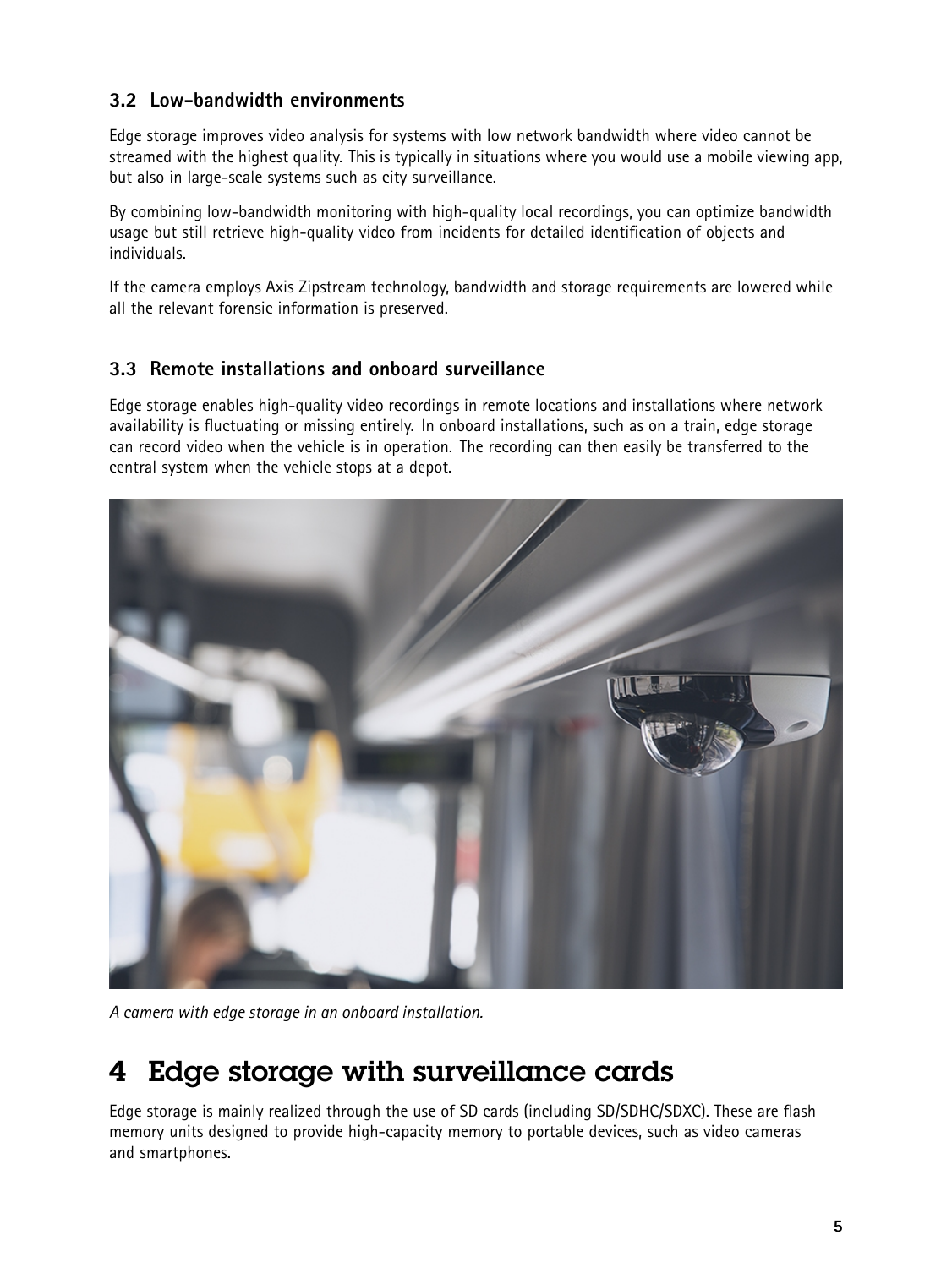### 3.2 Low-bandwidth environments

Edge storage improves video analysis for systems with low network bandwidth where video cannot be streamed with the highest quality. This is typically in situations where you would use a mobile viewing app, but also in large-scale systems such as city surveillance.

By combining low-bandwidth monitoring with high-quality local recordings, you can optimize bandwidth usage but still retrieve high-quality video from incidents for detailed identification of objects and individuals.

If the camera employs Axis Zipstream technology, bandwidth and storage requirements are lowered while all the relevant forensic information is preserved.

### 3.3 Remote installations and onboard surveillance

Edge storage enables high-quality video recordings in remote locations and installations where network availability is fluctuating or missing entirely. In onboard installations, such as on a train, edge storage can record video when the vehicle is in operation. The recording can then easily be transferred to the central system when the vehicle stops at a depot.

*A camera with edge storage in an onboard installation.*

## 4 Edge storage with surveillance cards

Edge storage is mainly realized through the use of SD cards (including SD/SDHC/SDXC). These are flash memory units designed to provide high-capacity memory to portable devices, such as video cameras and smartphones.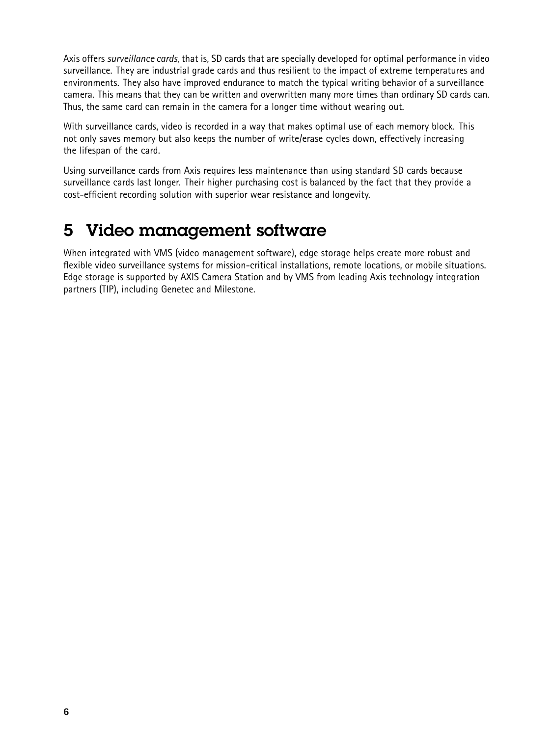Axis offers *surveillance cards*, that is, SD cards that are specially developed for optimal performance in video surveillance. They are industrial grade cards and thus resilient to the impact of extreme temperatures and environments. They also have improved endurance to match the typical writing behavior of a surveillance camera. This means that they can be written and overwritten many more times than ordinary SD cards can. Thus, the same card can remain in the camera for a longer time without wearing out.

With surveillance cards, video is recorded in a way that makes optimal use of each memory block. This not only saves memory but also keeps the number of write/erase cycles down, effectively increasing the lifespan of the card.

Using surveillance cards from Axis requires less maintenance than using standard SD cards because surveillance cards last longer. Their higher purchasing cost is balanced by the fact that they provide a cost-efficient recording solution with superior wear resistance and longevity.

# 5 Video management software

When integrated with VMS (video management software), edge storage helps create more robust and flexible video surveillance systems for mission-critical installations, remote locations, or mobile situations. Edge storage is supported by AXIS Camera Station and by VMS from leading Axis technology integration partners (TIP), including Genetec and Milestone.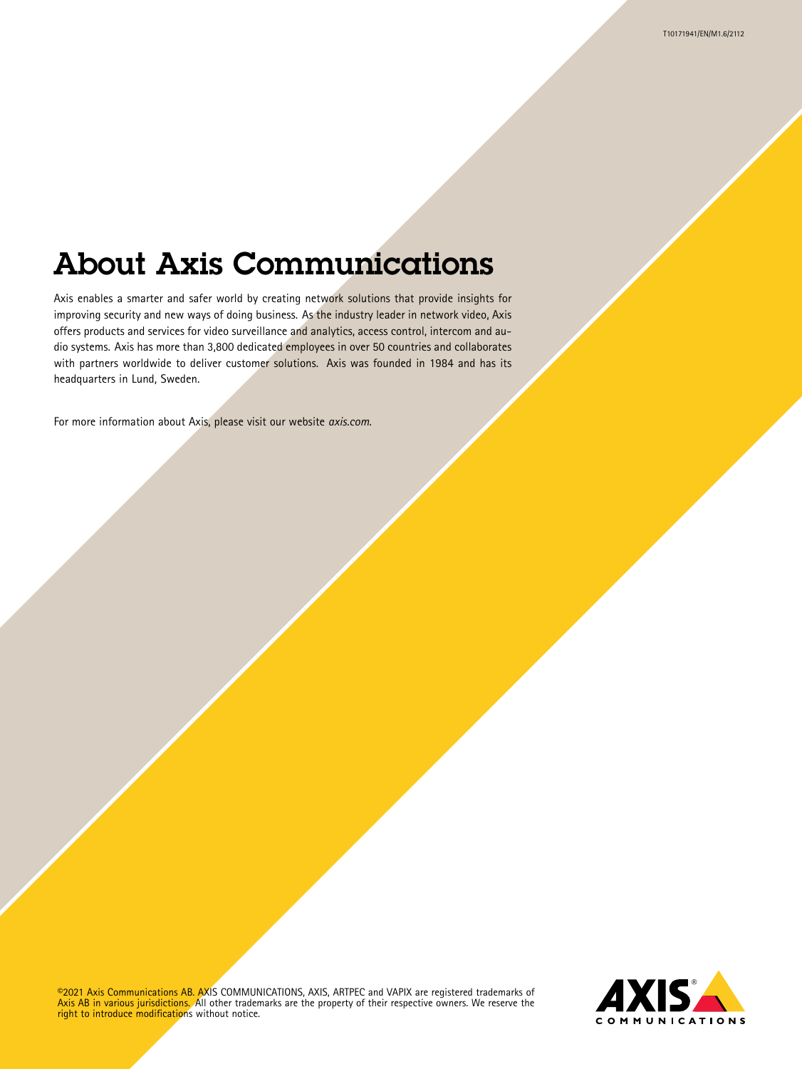T10171941/EN/M1.6/2112

# About Axis Communications

Axis enables a smarter and safer world by creating network solutions that provide insights for improving security and new ways of doing business. As the industry leader in network video, Axis offers products and services for video surveillance and analytics, access control, intercom and audio systems. Axis has more than 3,800 dedicated employees in over 50 countries and collaborates with partners worldwide to deliver customer solutions. Axis was founded in 1984 and has its headquarters in Lund, Sweden.

For more information about Axis, please visit our website *axis.com*.

©2021 Axis Communications AB. AXIS COMMUNICATIONS, AXIS, ARTPEC and VAPIX are registered trademarks of Axis AB in various jurisdictions. All other trademarks are the property of their respective owners. We reserve the right to introduce modifications without notice.